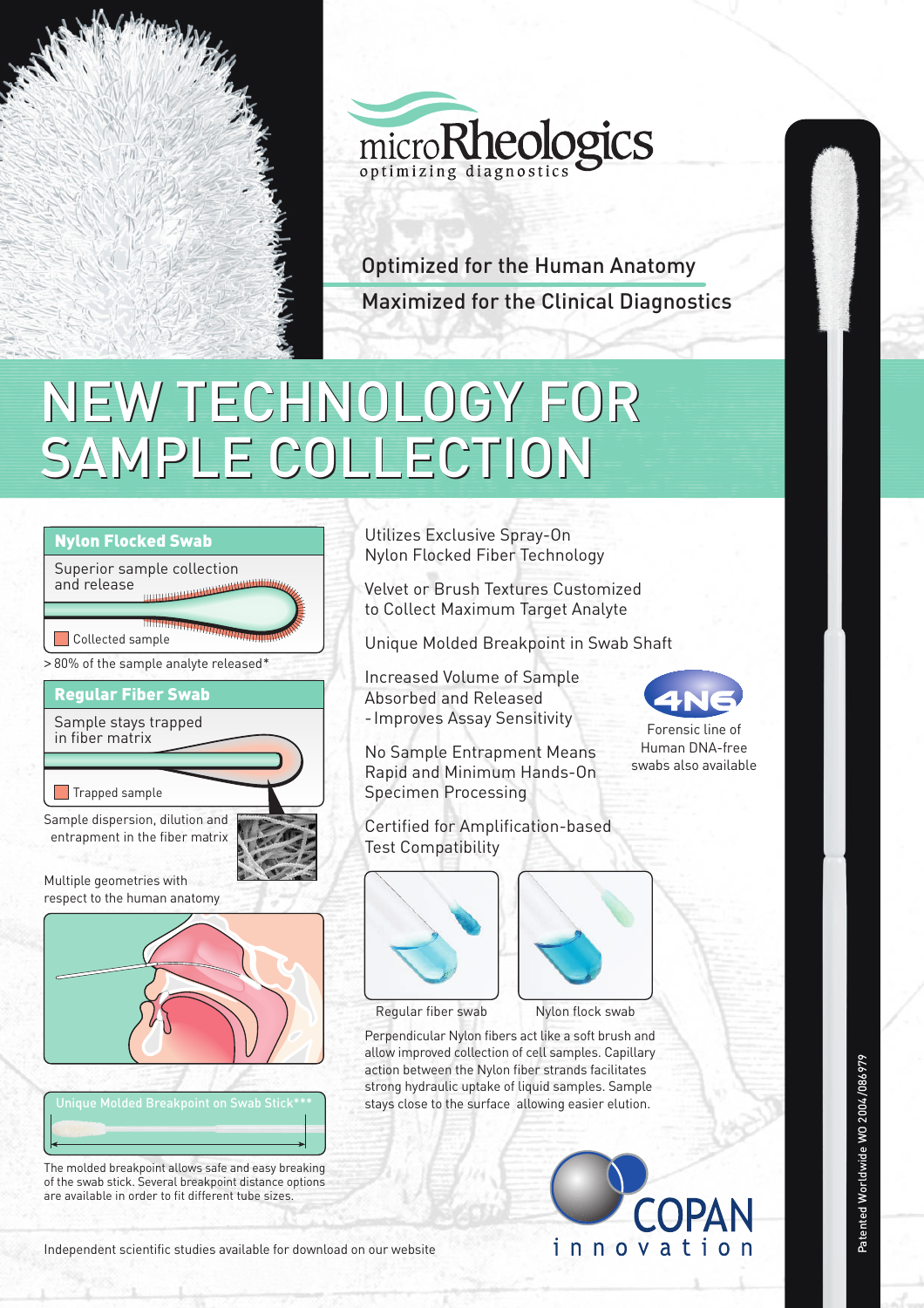microRheologics
optimizing diagnostics

Optimized for the Human Anatomy

Maximized for the Clinical Diagnostics

# NEW TECHNOLOGY FOR SAMPLE COLLECTION

**Nylon Flocked Swab**

Superior sample collection and release

Collected sample

> 80% of the sample analyte released*

**Regular Fiber Swab**

Sample stays trapped in fiber matrix

Trapped sample

Sample dispersion, dilution and entrapment in the fiber matrix

Multiple geometries with respect to the human anatomy

Unique Molded Breakpoint on Swab Stick***

The molded breakpoint allows safe and easy breaking of the swab stick. Several breakpoint distance options are available in order to fit different tube sizes.

Utilizes Exclusive Spray-On Nylon Flocked Fiber Technology

Velvet or Brush Textures Customized to Collect Maximum Target Analyte

Unique Molded Breakpoint in Swab Shaft

Increased Volume of Sample Absorbed and Released - Improves Assay Sensitivity

No Sample Entrapment Means Rapid and Minimum Hands-On Specimen Processing

Certified for Amplification-based Test Compatibility

4N6 — Forensic line of Human DNA-free swabs also available

Regular fiber swab | Nylon flock swab

Perpendicular Nylon fibers act like a soft brush and allow improved collection of cell samples. Capillary action between the Nylon fiber strands facilitates strong hydraulic uptake of liquid samples. Sample stays close to the surface allowing easier elution.

Independent scientific studies available for download on our website

COPAN innovation

Patented Worldwide WO 2004/086979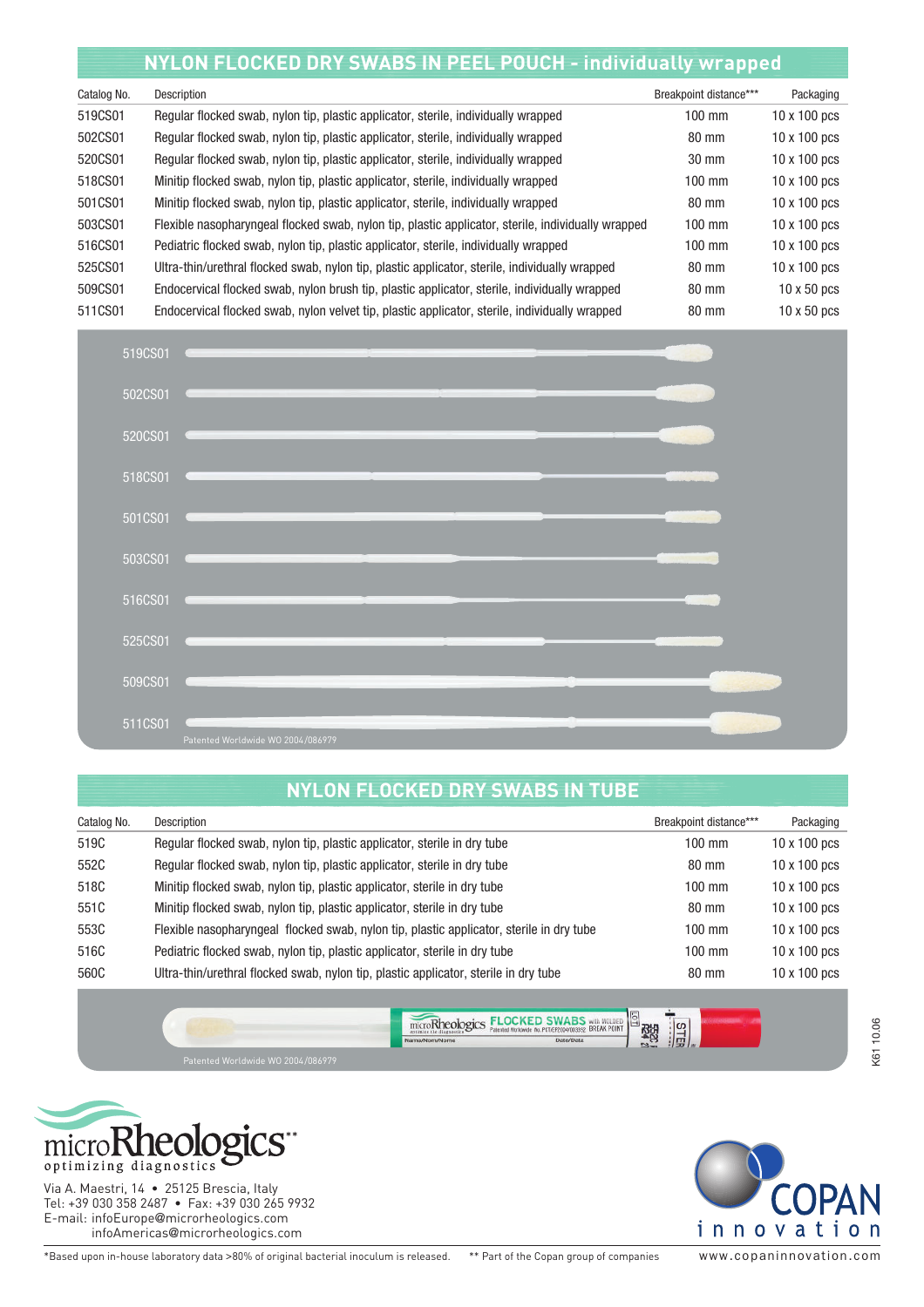## NYLON FLOCKED DRY SWABS IN PEEL POUCH - individually wrapped

| Catalog No. | Description | Breakpoint distance*** | Packaging |
|---|---|---|---|
| 519CS01 | Regular flocked swab, nylon tip, plastic applicator, sterile, individually wrapped | 100 mm | 10 x 100 pcs |
| 502CS01 | Regular flocked swab, nylon tip, plastic applicator, sterile, individually wrapped | 80 mm | 10 x 100 pcs |
| 520CS01 | Regular flocked swab, nylon tip, plastic applicator, sterile, individually wrapped | 30 mm | 10 x 100 pcs |
| 518CS01 | Minitip flocked swab, nylon tip, plastic applicator, sterile, individually wrapped | 100 mm | 10 x 100 pcs |
| 501CS01 | Minitip flocked swab, nylon tip, plastic applicator, sterile, individually wrapped | 80 mm | 10 x 100 pcs |
| 503CS01 | Flexible nasopharyngeal flocked swab, nylon tip, plastic applicator, sterile, individually wrapped | 100 mm | 10 x 100 pcs |
| 516CS01 | Pediatric flocked swab, nylon tip, plastic applicator, sterile, individually wrapped | 100 mm | 10 x 100 pcs |
| 525CS01 | Ultra-thin/urethral flocked swab, nylon tip, plastic applicator, sterile, individually wrapped | 80 mm | 10 x 100 pcs |
| 509CS01 | Endocervical flocked swab, nylon brush tip, plastic applicator, sterile, individually wrapped | 80 mm | 10 x 50 pcs |
| 511CS01 | Endocervical flocked swab, nylon velvet tip, plastic applicator, sterile, individually wrapped | 80 mm | 10 x 50 pcs |

519CS01
502CS01
520CS01
518CS01
501CS01
503CS01
516CS01
525CS01
509CS01
511CS01

Patented Worldwide WO 2004/086979

## NYLON FLOCKED DRY SWABS IN TUBE

| Catalog No. | Description | Breakpoint distance*** | Packaging |
|---|---|---|---|
| 519C | Regular flocked swab, nylon tip, plastic applicator, sterile in dry tube | 100 mm | 10 x 100 pcs |
| 552C | Regular flocked swab, nylon tip, plastic applicator, sterile in dry tube | 80 mm | 10 x 100 pcs |
| 518C | Minitip flocked swab, nylon tip, plastic applicator, sterile in dry tube | 100 mm | 10 x 100 pcs |
| 551C | Minitip flocked swab, nylon tip, plastic applicator, sterile in dry tube | 80 mm | 10 x 100 pcs |
| 553C | Flexible nasopharyngeal flocked swab, nylon tip, plastic applicator, sterile in dry tube | 100 mm | 10 x 100 pcs |
| 516C | Pediatric flocked swab, nylon tip, plastic applicator, sterile in dry tube | 100 mm | 10 x 100 pcs |
| 560C | Ultra-thin/urethral flocked swab, nylon tip, plastic applicator, sterile in dry tube | 80 mm | 10 x 100 pcs |

Patented Worldwide WO 2004/086979

K61 10.06

microRheologics**
optimizing diagnostics

Via A. Maestri, 14 • 25125 Brescia, Italy
Tel: +39 030 358 2487 • Fax: +39 030 265 9932
E-mail: infoEurope@microrheologics.com
infoAmericas@microrheologics.com

COPAN innovation

*Based upon in-house laboratory data >80% of original bacterial inoculum is released. ** Part of the Copan group of companies www.copaninnovation.com